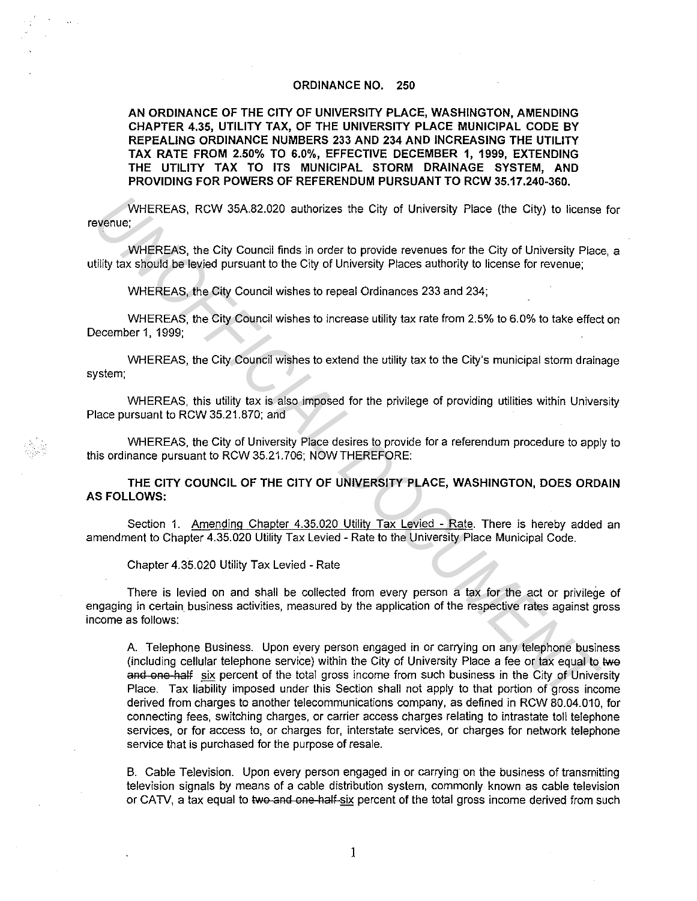# ORDINANCE NO. 250

**AN ORDINANCE OF THE CITY OF UNIVERSITY PLACE, WASHINGTON, AMENDING CHAPTER 4.35, UTILITY TAX, OF THE UNIVERSITY PLACE MUNICIPAL CODE BY REPEALING ORDINANCE NUMBERS 233 AND 234 AND INCREASING THE UTILITY TAX RATE FROM 2.50% TO 6.0%, EFFECTIVE DECEMBER 1, 1999, EXTENDING THE UTILITY TAX TO ITS MUNICIPAL STORM DRAINAGE SYSTEM, AND PROVIDING FOR POWERS OF REFERENDUM PURSUANT TO RCW 35.17.240-360.**

WHEREAS, RCW 35A.82.020 authorizes the City of University Place (the City) to license for revenue;

WHEREAS, the City Council finds in order to provide revenues for the City of University Place, a utility tax should be levied pursuant to the City of University Places authority to license for revenue;

WHEREAS, the City Council wishes to repeal Ordinances 233 and 234;

WHEREAS, the City Council wishes to increase utility tax rate from 2.5% to 6.0% to take effect on December 1, 1999;

WHEREAS, the City Council wishes to extend the utility tax to the City's municipal storm drainage system;

WHEREAS, this utility tax is also imposed for the privilege of providing utilities within University Place pursuant to RCW 35.21.870; and

WHEREAS, the City of University Place desires to provide for a referendum procedure to apply to this ordinance pursuant to RCW 35.21.706; NOW THEREFORE:

**THE CITY COUNCIL OF THE CITY OF UNIVERSITY PLACE, WASHINGTON, DOES ORDAIN AS FOLLOWS:**

Section 1. Amending Chapter 4.35.020 Utility Tax Levied - Rate. There is hereby added an amendment to Chapter 4.35.020 Utility Tax Levied - Rate to the University Place Municipal Code.

Chapter 4.35.020 Utility Tax Levied - Rate

There is levied on and shall be collected from every person a tax for the act or privilege of engaging in certain business activities, measured by the application of the respective rates against gross income as follows:

A. Telephone Business. Upon every person engaged in or carrying on any telephone business (including cellular telephone service) within the City of University Place a fee or tax equal to ~~two and one-half~~ six percent of the total gross income from such business in the City of University Place. Tax liability imposed under this Section shall not apply to that portion of gross income derived from charges to another telecommunications company, as defined in RCW 80.04.010, for connecting fees, switching charges, or carrier access charges relating to intrastate toll telephone services, or for access to, or charges for, interstate services, or charges for network telephone service that is purchased for the purpose of resale.

B. Cable Television. Upon every person engaged in or carrying on the business of transmitting television signals by means of a cable distribution system, commonly known as cable television or CATV, a tax equal to ~~two and one-half~~ six percent of the total gross income derived from such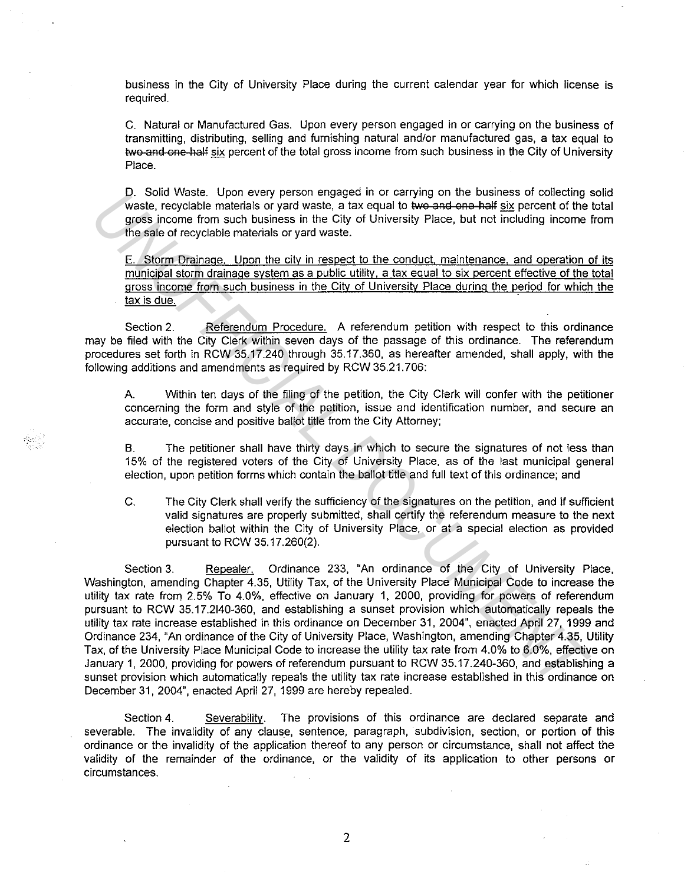business in the City of University Place during the current calendar year for which license is required.

C. Natural or Manufactured Gas. Upon every person engaged in or carrying on the business of transmitting, distributing, selling and furnishing natural and/or manufactured gas, a tax equal to ~~two and one-half~~ <u>six</u> percent of the total gross income from such business in the City of University Place.

D. Solid Waste. Upon every person engaged in or carrying on the business of collecting solid waste, recyclable materials or yard waste, a tax equal to ~~two and one-half~~ <u>six</u> percent of the total gross income from such business in the City of University Place, but not including income from the sale of recyclable materials or yard waste.

<u>E. Storm Drainage. Upon the city in respect to the conduct, maintenance, and operation of its municipal storm drainage system as a public utility, a tax equal to six percent effective of the total gross income from such business in the City of University Place during the period for which the tax is due.</u>

Section 2. <u>Referendum Procedure.</u> A referendum petition with respect to this ordinance may be filed with the City Clerk within seven days of the passage of this ordinance. The referendum procedures set forth in RCW 35.17.240 through 35.17.360, as hereafter amended, shall apply, with the following additions and amendments as required by RCW 35.21.706:

A. Within ten days of the filing of the petition, the City Clerk will confer with the petitioner concerning the form and style of the petition, issue and identification number, and secure an accurate, concise and positive ballot title from the City Attorney;

B. The petitioner shall have thirty days in which to secure the signatures of not less than 15% of the registered voters of the City of University Place, as of the last municipal general election, upon petition forms which contain the ballot title and full text of this ordinance; and

C. The City Clerk shall verify the sufficiency of the signatures on the petition, and if sufficient valid signatures are properly submitted, shall certify the referendum measure to the next election ballot within the City of University Place, or at a special election as provided pursuant to RCW 35.17.260(2).

Section 3. <u>Repealer.</u> Ordinance 233, "An ordinance of the City of University Place, Washington, amending Chapter 4.35, Utility Tax, of the University Place Municipal Code to increase the utility tax rate from 2.5% To 4.0%, effective on January 1, 2000, providing for powers of referendum pursuant to RCW 35.17.2l40-360, and establishing a sunset provision which automatically repeals the utility tax rate increase established in this ordinance on December 31, 2004", enacted April 27, 1999 and Ordinance 234, "An ordinance of the City of University Place, Washington, amending Chapter 4.35, Utility Tax, of the University Place Municipal Code to increase the utility tax rate from 4.0% to 6.0%, effective on January 1, 2000, providing for powers of referendum pursuant to RCW 35.17.240-360, and establishing a sunset provision which automatically repeals the utility tax rate increase established in this ordinance on December 31, 2004", enacted April 27, 1999 are hereby repealed.

Section 4. <u>Severability.</u> The provisions of this ordinance are declared separate and severable. The invalidity of any clause, sentence, paragraph, subdivision, section, or portion of this ordinance or the invalidity of the application thereof to any person or circumstance, shall not affect the validity of the remainder of the ordinance, or the validity of its application to other persons or circumstances.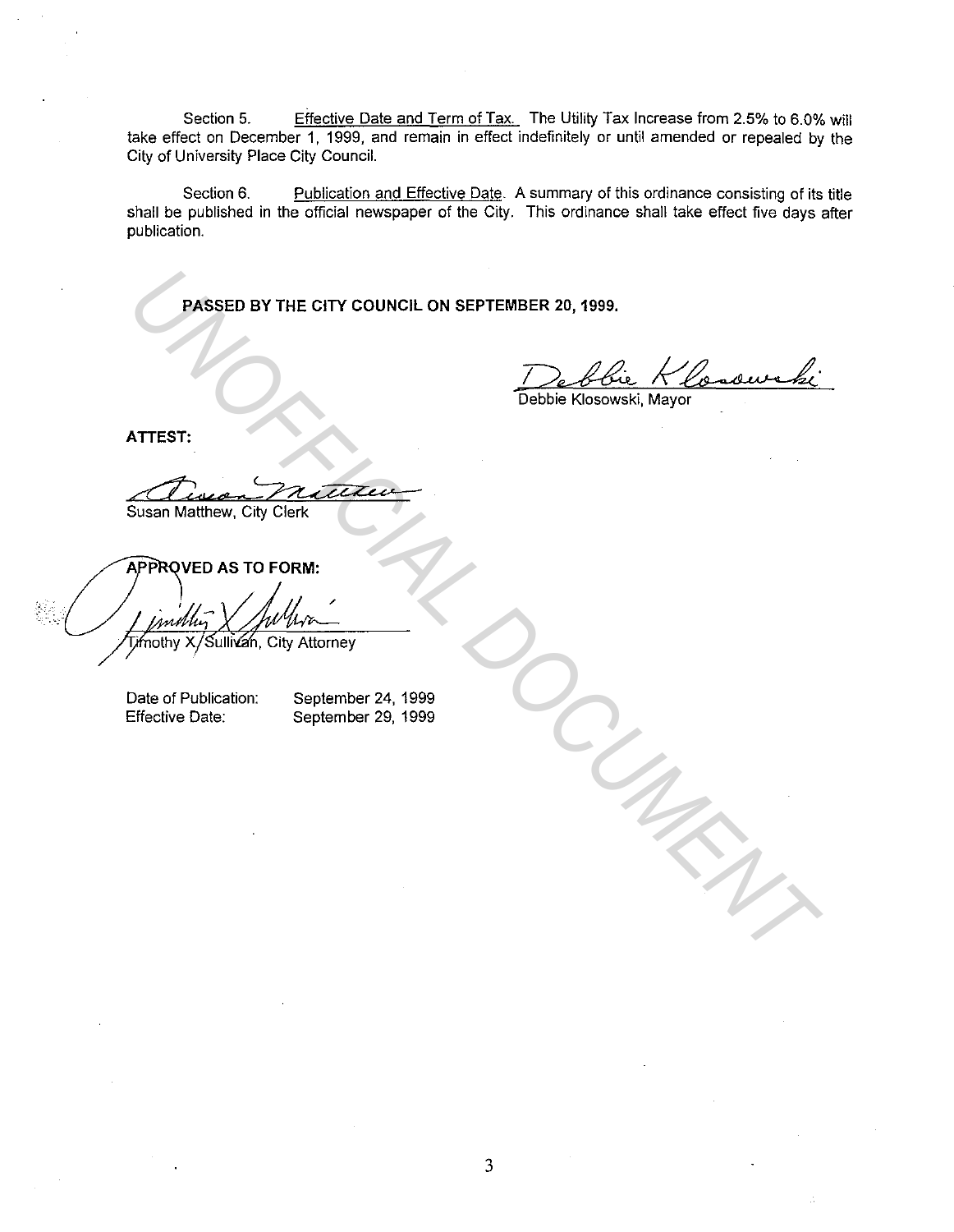Section 5. <u>Effective Date and Term of Tax.</u> The Utility Tax Increase from 2.5% to 6.0% will take effect on December 1, 1999, and remain in effect indefinitely or until amended or repealed by the City of University Place City Council.

Section 6. <u>Publication and Effective Date</u>. A summary of this ordinance consisting of its title shall be published in the official newspaper of the City. This ordinance shall take effect five days after publication.

**PASSED BY THE CITY COUNCIL ON SEPTEMBER 20, 1999.**

Debbie Klosowski, Mayor

**ATTEST:**

Susan Matthew, City Clerk

**APPROVED AS TO FORM:**

Timothy X. Sullivan, City Attorney

Date of Publication: September 24, 1999
Effective Date: September 29, 1999

UNOFFICIAL DOCUMENT